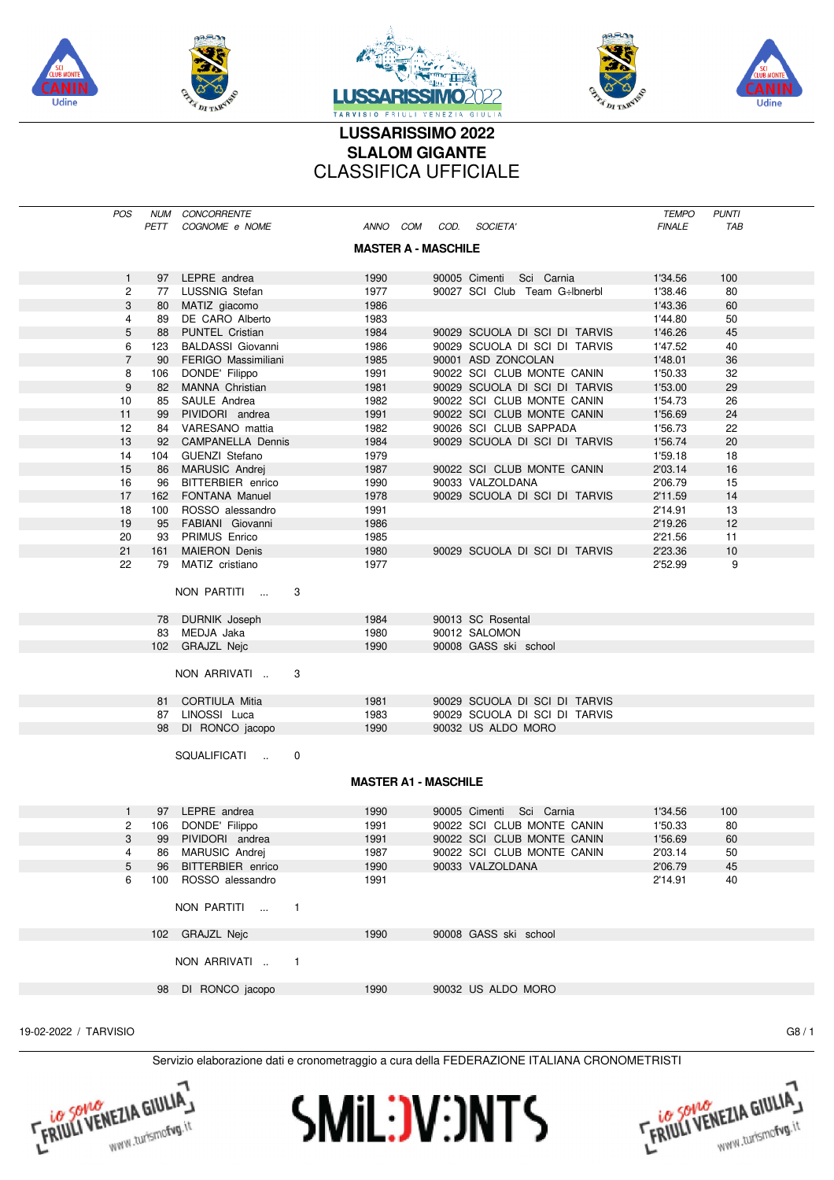# LUSSARISSIMO 2022
## SLALOM GIGANTE
## CLASSIFICA UFFICIALE

### MASTER A - MASCHILE

| POS | NUM PETT | CONCORRENTE COGNOME e NOME | ANNO | COM | COD. | SOCIETA' | TEMPO FINALE | PUNTI TAB |
|---|---|---|---|---|---|---|---|---|
| 1 | 97 | LEPRE andrea | 1990 | | 90005 | Cimenti Sci Carnia | 1'34.56 | 100 |
| 2 | 77 | LUSSNIG Stefan | 1977 | | 90027 | SCI Club Team G÷lbnerbl | 1'38.46 | 80 |
| 3 | 80 | MATIZ giacomo | 1986 | | | | 1'43.36 | 60 |
| 4 | 89 | DE CARO Alberto | 1983 | | | | 1'44.80 | 50 |
| 5 | 88 | PUNTEL Cristian | 1984 | | 90029 | SCUOLA DI SCI DI TARVIS | 1'46.26 | 45 |
| 6 | 123 | BALDASSI Giovanni | 1986 | | 90029 | SCUOLA DI SCI DI TARVIS | 1'47.52 | 40 |
| 7 | 90 | FERIGO Massimiliani | 1985 | | 90001 | ASD ZONCOLAN | 1'48.01 | 36 |
| 8 | 106 | DONDE' Filippo | 1991 | | 90022 | SCI CLUB MONTE CANIN | 1'50.33 | 32 |
| 9 | 82 | MANNA Christian | 1981 | | 90029 | SCUOLA DI SCI DI TARVIS | 1'53.00 | 29 |
| 10 | 85 | SAULE Andrea | 1982 | | 90022 | SCI CLUB MONTE CANIN | 1'54.73 | 26 |
| 11 | 99 | PIVIDORI andrea | 1991 | | 90022 | SCI CLUB MONTE CANIN | 1'56.69 | 24 |
| 12 | 84 | VARESANO mattia | 1982 | | 90026 | SCI CLUB SAPPADA | 1'56.73 | 22 |
| 13 | 92 | CAMPANELLA Dennis | 1984 | | 90029 | SCUOLA DI SCI DI TARVIS | 1'56.74 | 20 |
| 14 | 104 | GUENZI Stefano | 1979 | | | | 1'59.18 | 18 |
| 15 | 86 | MARUSIC Andrej | 1987 | | 90022 | SCI CLUB MONTE CANIN | 2'03.14 | 16 |
| 16 | 96 | BITTERBIER enrico | 1990 | | 90033 | VALZOLDANA | 2'06.79 | 15 |
| 17 | 162 | FONTANA Manuel | 1978 | | 90029 | SCUOLA DI SCI DI TARVIS | 2'11.59 | 14 |
| 18 | 100 | ROSSO alessandro | 1991 | | | | 2'14.91 | 13 |
| 19 | 95 | FABIANI Giovanni | 1986 | | | | 2'19.26 | 12 |
| 20 | 93 | PRIMUS Enrico | 1985 | | | | 2'21.56 | 11 |
| 21 | 161 | MAIERON Denis | 1980 | | 90029 | SCUOLA DI SCI DI TARVIS | 2'23.36 | 10 |
| 22 | 79 | MATIZ cristiano | 1977 | | | | 2'52.99 | 9 |

NON PARTITI ... 3

| NUM PETT | COGNOME e NOME | ANNO | COD. | SOCIETA' |
|---|---|---|---|---|
| 78 | DURNIK Joseph | 1984 | 90013 | SC Rosental |
| 83 | MEDJA Jaka | 1980 | 90012 | SALOMON |
| 102 | GRAJZL Nejc | 1990 | 90008 | GASS ski school |

NON ARRIVATI .. 3

| NUM PETT | COGNOME e NOME | ANNO | COD. | SOCIETA' |
|---|---|---|---|---|
| 81 | CORTIULA Mitia | 1981 | 90029 | SCUOLA DI SCI DI TARVIS |
| 87 | LINOSSI Luca | 1983 | 90029 | SCUOLA DI SCI DI TARVIS |
| 98 | DI RONCO jacopo | 1990 | 90032 | US ALDO MORO |

SQUALIFICATI .. 0

### MASTER A1 - MASCHILE

| POS | NUM PETT | CONCORRENTE COGNOME e NOME | ANNO | COM | COD. | SOCIETA' | TEMPO FINALE | PUNTI TAB |
|---|---|---|---|---|---|---|---|---|
| 1 | 97 | LEPRE andrea | 1990 | | 90005 | Cimenti Sci Carnia | 1'34.56 | 100 |
| 2 | 106 | DONDE' Filippo | 1991 | | 90022 | SCI CLUB MONTE CANIN | 1'50.33 | 80 |
| 3 | 99 | PIVIDORI andrea | 1991 | | 90022 | SCI CLUB MONTE CANIN | 1'56.69 | 60 |
| 4 | 86 | MARUSIC Andrej | 1987 | | 90022 | SCI CLUB MONTE CANIN | 2'03.14 | 50 |
| 5 | 96 | BITTERBIER enrico | 1990 | | 90033 | VALZOLDANA | 2'06.79 | 45 |
| 6 | 100 | ROSSO alessandro | 1991 | | | | 2'14.91 | 40 |

NON PARTITI ... 1

| NUM PETT | COGNOME e NOME | ANNO | COD. | SOCIETA' |
|---|---|---|---|---|
| 102 | GRAJZL Nejc | 1990 | 90008 | GASS ski school |

NON ARRIVATI .. 1

| NUM PETT | COGNOME e NOME | ANNO | COD. | SOCIETA' |
|---|---|---|---|---|
| 98 | DI RONCO jacopo | 1990 | 90032 | US ALDO MORO |

19-02-2022 / TARVISIO

Servizio elaborazione dati e cronometraggio a cura della FEDERAZIONE ITALIANA CRONOMETRISTI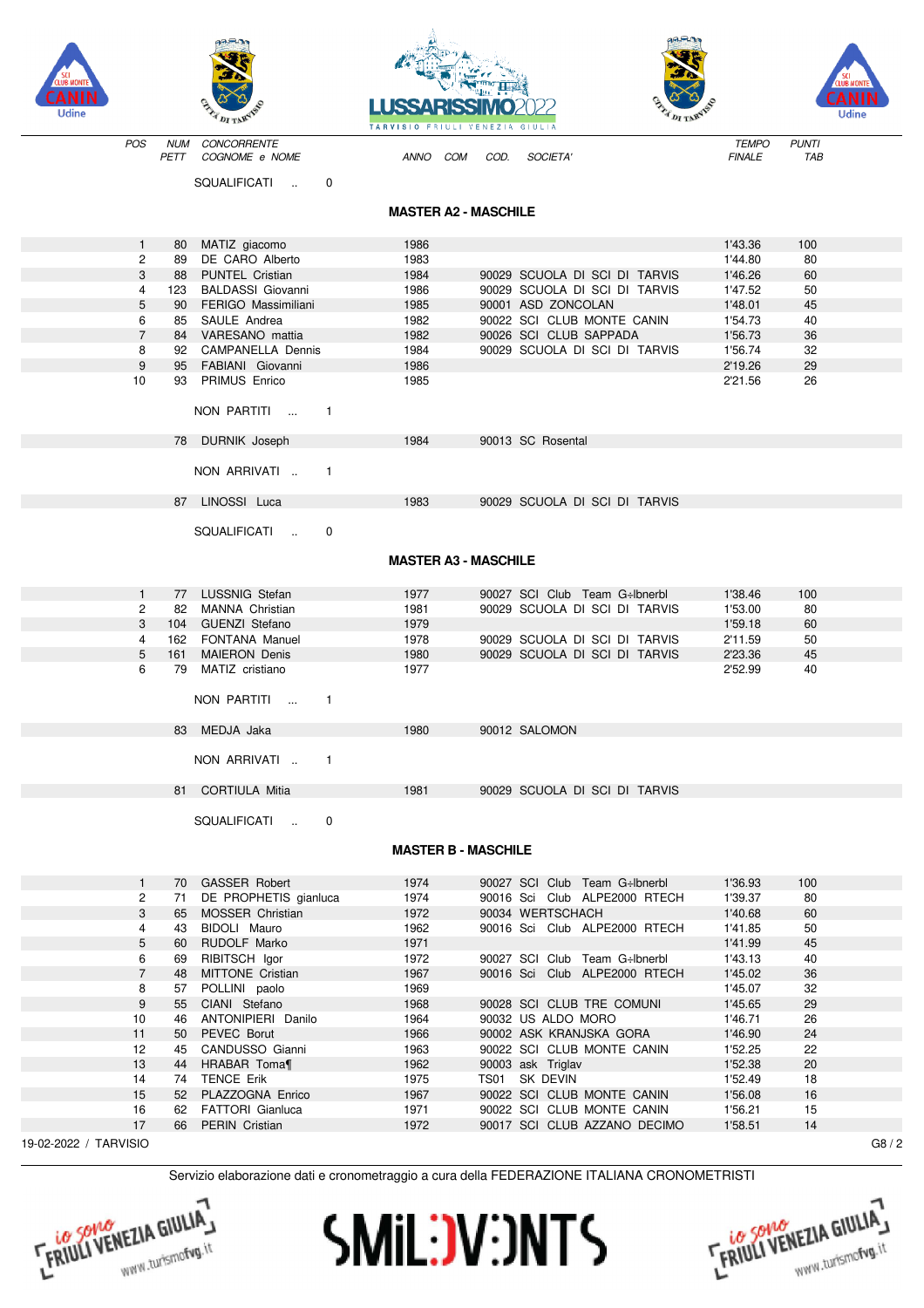| POS | NUM PETT | CONCORRENTE COGNOME e NOME | ANNO | COM | COD. | SOCIETA' | TEMPO FINALE | PUNTI TAB |
|---|---|---|---|---|---|---|---|---|

SQUALIFICATI .. 0

## MASTER A2 - MASCHILE

| POS | NUM PETT | COGNOME e NOME | ANNO | COM | COD. | SOCIETA' | TEMPO FINALE | PUNTI TAB |
|---|---|---|---|---|---|---|---|---|
| 1 | 80 | MATIZ giacomo | 1986 | | | | 1'43.36 | 100 |
| 2 | 89 | DE CARO Alberto | 1983 | | | | 1'44.80 | 80 |
| 3 | 88 | PUNTEL Cristian | 1984 | | 90029 | SCUOLA DI SCI DI TARVIS | 1'46.26 | 60 |
| 4 | 123 | BALDASSI Giovanni | 1986 | | 90029 | SCUOLA DI SCI DI TARVIS | 1'47.52 | 50 |
| 5 | 90 | FERIGO Massimiliani | 1985 | | 90001 | ASD ZONCOLAN | 1'48.01 | 45 |
| 6 | 85 | SAULE Andrea | 1982 | | 90022 | SCI CLUB MONTE CANIN | 1'54.73 | 40 |
| 7 | 84 | VARESANO mattia | 1982 | | 90026 | SCI CLUB SAPPADA | 1'56.73 | 36 |
| 8 | 92 | CAMPANELLA Dennis | 1984 | | 90029 | SCUOLA DI SCI DI TARVIS | 1'56.74 | 32 |
| 9 | 95 | FABIANI Giovanni | 1986 | | | | 2'19.26 | 29 |
| 10 | 93 | PRIMUS Enrico | 1985 | | | | 2'21.56 | 26 |

NON PARTITI ... 1

| POS | NUM PETT | COGNOME e NOME | ANNO | COM | COD. | SOCIETA' | TEMPO FINALE | PUNTI TAB |
|---|---|---|---|---|---|---|---|---|
| | 78 | DURNIK Joseph | 1984 | | 90013 | SC Rosental | | |

NON ARRIVATI .. 1

| POS | NUM PETT | COGNOME e NOME | ANNO | COM | COD. | SOCIETA' | TEMPO FINALE | PUNTI TAB |
|---|---|---|---|---|---|---|---|---|
| | 87 | LINOSSI Luca | 1983 | | 90029 | SCUOLA DI SCI DI TARVIS | | |

SQUALIFICATI .. 0

## MASTER A3 - MASCHILE

| POS | NUM PETT | COGNOME e NOME | ANNO | COM | COD. | SOCIETA' | TEMPO FINALE | PUNTI TAB |
|---|---|---|---|---|---|---|---|---|
| 1 | 77 | LUSSNIG Stefan | 1977 | | 90027 | SCI Club Team G÷lbnerbl | 1'38.46 | 100 |
| 2 | 82 | MANNA Christian | 1981 | | 90029 | SCUOLA DI SCI DI TARVIS | 1'53.00 | 80 |
| 3 | 104 | GUENZI Stefano | 1979 | | | | 1'59.18 | 60 |
| 4 | 162 | FONTANA Manuel | 1978 | | 90029 | SCUOLA DI SCI DI TARVIS | 2'11.59 | 50 |
| 5 | 161 | MAIERON Denis | 1980 | | 90029 | SCUOLA DI SCI DI TARVIS | 2'23.36 | 45 |
| 6 | 79 | MATIZ cristiano | 1977 | | | | 2'52.99 | 40 |

NON PARTITI ... 1

| POS | NUM PETT | COGNOME e NOME | ANNO | COM | COD. | SOCIETA' | TEMPO FINALE | PUNTI TAB |
|---|---|---|---|---|---|---|---|---|
| | 83 | MEDJA Jaka | 1980 | | 90012 | SALOMON | | |

NON ARRIVATI .. 1

| POS | NUM PETT | COGNOME e NOME | ANNO | COM | COD. | SOCIETA' | TEMPO FINALE | PUNTI TAB |
|---|---|---|---|---|---|---|---|---|
| | 81 | CORTIULA Mitia | 1981 | | 90029 | SCUOLA DI SCI DI TARVIS | | |

SQUALIFICATI .. 0

## MASTER B - MASCHILE

| POS | NUM PETT | COGNOME e NOME | ANNO | COM | COD. | SOCIETA' | TEMPO FINALE | PUNTI TAB |
|---|---|---|---|---|---|---|---|---|
| 1 | 70 | GASSER Robert | 1974 | | 90027 | SCI Club Team G÷lbnerbl | 1'36.93 | 100 |
| 2 | 71 | DE PROPHETIS gianluca | 1974 | | 90016 | Sci Club ALPE2000 RTECH | 1'39.37 | 80 |
| 3 | 65 | MOSSER Christian | 1972 | | 90034 | WERTSCHACH | 1'40.68 | 60 |
| 4 | 43 | BIDOLI Mauro | 1962 | | 90016 | Sci Club ALPE2000 RTECH | 1'41.85 | 50 |
| 5 | 60 | RUDOLF Marko | 1971 | | | | 1'41.99 | 45 |
| 6 | 69 | RIBITSCH Igor | 1972 | | 90027 | SCI Club Team G÷lbnerbl | 1'43.13 | 40 |
| 7 | 48 | MITTONE Cristian | 1967 | | 90016 | Sci Club ALPE2000 RTECH | 1'45.02 | 36 |
| 8 | 57 | POLLINI paolo | 1969 | | | | 1'45.07 | 32 |
| 9 | 55 | CIANI Stefano | 1968 | | 90028 | SCI CLUB TRE COMUNI | 1'45.65 | 29 |
| 10 | 46 | ANTONIPIERI Danilo | 1964 | | 90032 | US ALDO MORO | 1'46.71 | 26 |
| 11 | 50 | PEVEC Borut | 1966 | | 90002 | ASK KRANJSKA GORA | 1'46.90 | 24 |
| 12 | 45 | CANDUSSO Gianni | 1963 | | 90022 | SCI CLUB MONTE CANIN | 1'52.25 | 22 |
| 13 | 44 | HRABAR Toma¶ | 1962 | | 90003 | ask Triglav | 1'52.38 | 20 |
| 14 | 74 | TENCE Erik | 1975 | | TS01 | SK DEVIN | 1'52.49 | 18 |
| 15 | 52 | PLAZZOGNA Enrico | 1967 | | 90022 | SCI CLUB MONTE CANIN | 1'56.08 | 16 |
| 16 | 62 | FATTORI Gianluca | 1971 | | 90022 | SCI CLUB MONTE CANIN | 1'56.21 | 15 |
| 17 | 66 | PERIN Cristian | 1972 | | 90017 | SCI CLUB AZZANO DECIMO | 1'58.51 | 14 |

19-02-2022 / TARVISIO

Servizio elaborazione dati e cronometraggio a cura della FEDERAZIONE ITALIANA CRONOMETRISTI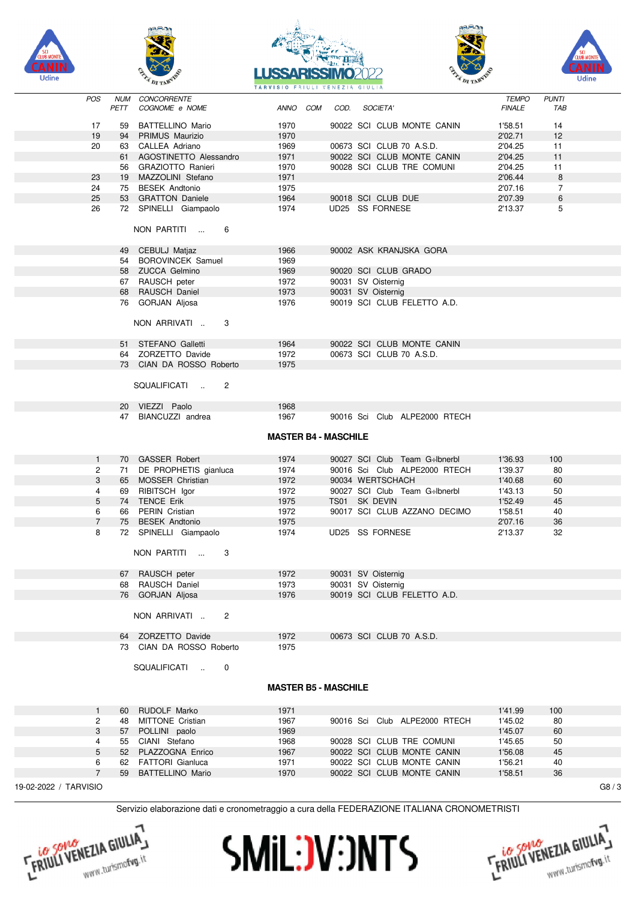| POS | NUM PETT | CONCORRENTE COGNOME e NOME | ANNO | COM | COD. | SOCIETA' | TEMPO FINALE | PUNTI TAB |
|---|---|---|---|---|---|---|---|---|
| 17 | 59 | BATTELLINO Mario | 1970 | | 90022 | SCI CLUB MONTE CANIN | 1'58.51 | 14 |
| 19 | 94 | PRIMUS Maurizio | 1970 | | | | 2'02.71 | 12 |
| 20 | 63 | CALLEA Adriano | 1969 | | 00673 | SCI CLUB 70 A.S.D. | 2'04.25 | 11 |
| | 61 | AGOSTINETTO Alessandro | 1971 | | 90022 | SCI CLUB MONTE CANIN | 2'04.25 | 11 |
| | 56 | GRAZIOTTO Ranieri | 1970 | | 90028 | SCI CLUB TRE COMUNI | 2'04.25 | 11 |
| 23 | 19 | MAZZOLINI Stefano | 1971 | | | | 2'06.44 | 8 |
| 24 | 75 | BESEK Andtonio | 1975 | | | | 2'07.16 | 7 |
| 25 | 53 | GRATTON Daniele | 1964 | | 90018 | SCI CLUB DUE | 2'07.39 | 6 |
| 26 | 72 | SPINELLI Giampaolo | 1974 | | UD25 | SS FORNESE | 2'13.37 | 5 |

NON PARTITI ... 6

| NUM | COGNOME e NOME | ANNO | COD. | SOCIETA' |
|---|---|---|---|---|
| 49 | CEBULJ Matjaz | 1966 | 90002 | ASK KRANJSKA GORA |
| 54 | BOROVINCEK Samuel | 1969 | | |
| 58 | ZUCCA Gelmino | 1969 | 90020 | SCI CLUB GRADO |
| 67 | RAUSCH peter | 1972 | 90031 | SV Oisternig |
| 68 | RAUSCH Daniel | 1973 | 90031 | SV Oisternig |
| 76 | GORJAN Aljosa | 1976 | 90019 | SCI CLUB FELETTO A.D. |

NON ARRIVATI .. 3

| NUM | COGNOME e NOME | ANNO | COD. | SOCIETA' |
|---|---|---|---|---|
| 51 | STEFANO Galletti | 1964 | 90022 | SCI CLUB MONTE CANIN |
| 64 | ZORZETTO Davide | 1972 | 00673 | SCI CLUB 70 A.S.D. |
| 73 | CIAN DA ROSSO Roberto | 1975 | | |

SQUALIFICATI .. 2

| NUM | COGNOME e NOME | ANNO | COD. | SOCIETA' |
|---|---|---|---|---|
| 20 | VIEZZI Paolo | 1968 | | |
| 47 | BIANCUZZI andrea | 1967 | 90016 | Sci Club ALPE2000 RTECH |

## MASTER B4 - MASCHILE

| POS | NUM PETT | COGNOME e NOME | ANNO | COM | COD. | SOCIETA' | TEMPO FINALE | PUNTI TAB |
|---|---|---|---|---|---|---|---|---|
| 1 | 70 | GASSER Robert | 1974 | | 90027 | SCI Club Team G÷lbnerbl | 1'36.93 | 100 |
| 2 | 71 | DE PROPHETIS gianluca | 1974 | | 90016 | Sci Club ALPE2000 RTECH | 1'39.37 | 80 |
| 3 | 65 | MOSSER Christian | 1972 | | 90034 | WERTSCHACH | 1'40.68 | 60 |
| 4 | 69 | RIBITSCH Igor | 1972 | | 90027 | SCI Club Team G÷lbnerbl | 1'43.13 | 50 |
| 5 | 74 | TENCE Erik | 1975 | | TS01 | SK DEVIN | 1'52.49 | 45 |
| 6 | 66 | PERIN Cristian | 1972 | | 90017 | SCI CLUB AZZANO DECIMO | 1'58.51 | 40 |
| 7 | 75 | BESEK Andtonio | 1975 | | | | 2'07.16 | 36 |
| 8 | 72 | SPINELLI Giampaolo | 1974 | | UD25 | SS FORNESE | 2'13.37 | 32 |

NON PARTITI ... 3

| NUM | COGNOME e NOME | ANNO | COD. | SOCIETA' |
|---|---|---|---|---|
| 67 | RAUSCH peter | 1972 | 90031 | SV Oisternig |
| 68 | RAUSCH Daniel | 1973 | 90031 | SV Oisternig |
| 76 | GORJAN Aljosa | 1976 | 90019 | SCI CLUB FELETTO A.D. |

NON ARRIVATI .. 2

| NUM | COGNOME e NOME | ANNO | COD. | SOCIETA' |
|---|---|---|---|---|
| 64 | ZORZETTO Davide | 1972 | 00673 | SCI CLUB 70 A.S.D. |
| 73 | CIAN DA ROSSO Roberto | 1975 | | |

SQUALIFICATI .. 0

## MASTER B5 - MASCHILE

| POS | NUM PETT | COGNOME e NOME | ANNO | COM | COD. | SOCIETA' | TEMPO FINALE | PUNTI TAB |
|---|---|---|---|---|---|---|---|---|
| 1 | 60 | RUDOLF Marko | 1971 | | | | 1'41.99 | 100 |
| 2 | 48 | MITTONE Cristian | 1967 | | 90016 | Sci Club ALPE2000 RTECH | 1'45.02 | 80 |
| 3 | 57 | POLLINI paolo | 1969 | | | | 1'45.07 | 60 |
| 4 | 55 | CIANI Stefano | 1968 | | 90028 | SCI CLUB TRE COMUNI | 1'45.65 | 50 |
| 5 | 52 | PLAZZOGNA Enrico | 1967 | | 90022 | SCI CLUB MONTE CANIN | 1'56.08 | 45 |
| 6 | 62 | FATTORI Gianluca | 1971 | | 90022 | SCI CLUB MONTE CANIN | 1'56.21 | 40 |
| 7 | 59 | BATTELLINO Mario | 1970 | | 90022 | SCI CLUB MONTE CANIN | 1'58.51 | 36 |

19-02-2022 / TARVISIO

Servizio elaborazione dati e cronometraggio a cura della FEDERAZIONE ITALIANA CRONOMETRISTI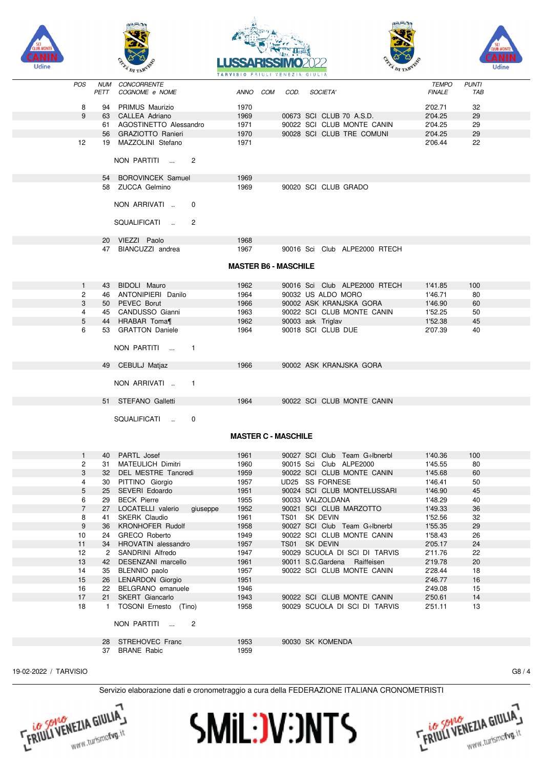| POS | NUM PETT | CONCORRENTE COGNOME e NOME | ANNO | COM | COD. | SOCIETA' | TEMPO FINALE | PUNTI TAB |
|---|---|---|---|---|---|---|---|---|
| 8 | 94 | PRIMUS Maurizio | 1970 | | | | 2'02.71 | 32 |
| 9 | 63 | CALLEA Adriano | 1969 | | 00673 | SCI CLUB 70 A.S.D. | 2'04.25 | 29 |
| | 61 | AGOSTINETTO Alessandro | 1971 | | 90022 | SCI CLUB MONTE CANIN | 2'04.25 | 29 |
| | 56 | GRAZIOTTO Ranieri | 1970 | | 90028 | SCI CLUB TRE COMUNI | 2'04.25 | 29 |
| 12 | 19 | MAZZOLINI Stefano | 1971 | | | | 2'06.44 | 22 |

NON PARTITI ... 2

| NUM | COGNOME e NOME | ANNO | COD. | SOCIETA' |
|---|---|---|---|---|
| 54 | BOROVINCEK Samuel | 1969 | | |
| 58 | ZUCCA Gelmino | 1969 | 90020 | SCI CLUB GRADO |

NON ARRIVATI .. 0

SQUALIFICATI .. 2

| NUM | COGNOME e NOME | ANNO | COD. | SOCIETA' |
|---|---|---|---|---|
| 20 | VIEZZI Paolo | 1968 | | |
| 47 | BIANCUZZI andrea | 1967 | 90016 | Sci Club ALPE2000 RTECH |

## MASTER B6 - MASCHILE

| POS | NUM | COGNOME e NOME | ANNO | COD. | SOCIETA' | TEMPO FINALE | PUNTI TAB |
|---|---|---|---|---|---|---|---|
| 1 | 43 | BIDOLI Mauro | 1962 | 90016 | Sci Club ALPE2000 RTECH | 1'41.85 | 100 |
| 2 | 46 | ANTONIPIERI Danilo | 1964 | 90032 | US ALDO MORO | 1'46.71 | 80 |
| 3 | 50 | PEVEC Borut | 1966 | 90002 | ASK KRANJSKA GORA | 1'46.90 | 60 |
| 4 | 45 | CANDUSSO Gianni | 1963 | 90022 | SCI CLUB MONTE CANIN | 1'52.25 | 50 |
| 5 | 44 | HRABAR Toma¶ | 1962 | 90003 | ask Triglav | 1'52.38 | 45 |
| 6 | 53 | GRATTON Daniele | 1964 | 90018 | SCI CLUB DUE | 2'07.39 | 40 |

NON PARTITI ... 1

| NUM | COGNOME e NOME | ANNO | COD. | SOCIETA' |
|---|---|---|---|---|
| 49 | CEBULJ Matjaz | 1966 | 90002 | ASK KRANJSKA GORA |

NON ARRIVATI .. 1

| NUM | COGNOME e NOME | ANNO | COD. | SOCIETA' |
|---|---|---|---|---|
| 51 | STEFANO Galletti | 1964 | 90022 | SCI CLUB MONTE CANIN |

SQUALIFICATI .. 0

## MASTER C - MASCHILE

| POS | NUM | COGNOME e NOME | ANNO | COD. | SOCIETA' | TEMPO FINALE | PUNTI TAB |
|---|---|---|---|---|---|---|---|
| 1 | 40 | PARTL Josef | 1961 | 90027 | SCI Club Team G÷lbnerbl | 1'40.36 | 100 |
| 2 | 31 | MATEULICH Dimitri | 1960 | 90015 | Sci Club ALPE2000 | 1'45.55 | 80 |
| 3 | 32 | DEL MESTRE Tancredi | 1959 | 90022 | SCI CLUB MONTE CANIN | 1'45.68 | 60 |
| 4 | 30 | PITTINO Giorgio | 1957 | UD25 | SS FORNESE | 1'46.41 | 50 |
| 5 | 25 | SEVERI Edoardo | 1951 | 90024 | SCI CLUB MONTELUSSARI | 1'46.90 | 45 |
| 6 | 29 | BECK Pierre | 1955 | 90033 | VALZOLDANA | 1'48.29 | 40 |
| 7 | 27 | LOCATELLI valerio giuseppe | 1952 | 90021 | SCI CLUB MARZOTTO | 1'49.33 | 36 |
| 8 | 41 | SKERK Claudio | 1961 | TS01 | SK DEVIN | 1'52.56 | 32 |
| 9 | 36 | KRONHOFER Rudolf | 1958 | 90027 | SCI Club Team G÷lbnerbl | 1'55.35 | 29 |
| 10 | 24 | GRECO Roberto | 1949 | 90022 | SCI CLUB MONTE CANIN | 1'58.43 | 26 |
| 11 | 34 | HROVATIN alessandro | 1957 | TS01 | SK DEVIN | 2'05.17 | 24 |
| 12 | 2 | SANDRINI Alfredo | 1947 | 90029 | SCUOLA DI SCI DI TARVIS | 2'11.76 | 22 |
| 13 | 42 | DESENZANI marcello | 1961 | 90011 | S.C.Gardena Raiffeisen | 2'19.78 | 20 |
| 14 | 35 | BLENNIO paolo | 1957 | 90022 | SCI CLUB MONTE CANIN | 2'28.44 | 18 |
| 15 | 26 | LENARDON Giorgio | 1951 | | | 2'46.77 | 16 |
| 16 | 22 | BELGRANO emanuele | 1946 | | | 2'49.08 | 15 |
| 17 | 21 | SKERT Giancarlo | 1943 | 90022 | SCI CLUB MONTE CANIN | 2'50.61 | 14 |
| 18 | 1 | TOSONI Ernesto (Tino) | 1958 | 90029 | SCUOLA DI SCI DI TARVIS | 2'51.11 | 13 |

NON PARTITI ... 2

| NUM | COGNOME e NOME | ANNO | COD. | SOCIETA' |
|---|---|---|---|---|
| 28 | STREHOVEC Franc | 1953 | 90030 | SK KOMENDA |
| 37 | BRANE Rabic | 1959 | | |

19-02-2022 / TARVISIO

Servizio elaborazione dati e cronometraggio a cura della FEDERAZIONE ITALIANA CRONOMETRISTI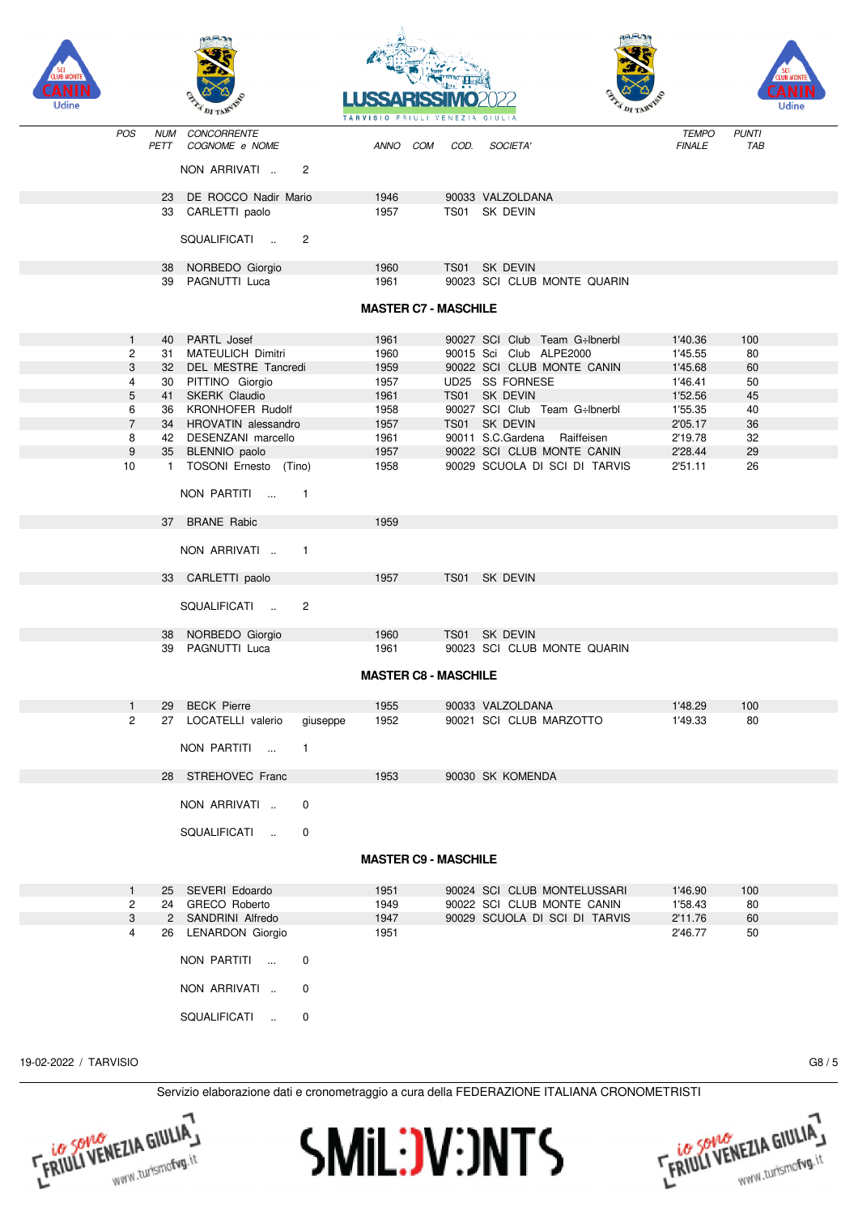| POS | NUM PETT | CONCORRENTE COGNOME e NOME | ANNO | COM | COD. | SOCIETA' | TEMPO FINALE | PUNTI TAB |
|---|---|---|---|---|---|---|---|---|
| | | NON ARRIVATI .. 2 | | | | | | |
| | 23 | DE ROCCO Nadir Mario | 1946 | | 90033 | VALZOLDANA | | |
| | 33 | CARLETTI paolo | 1957 | | TS01 | SK DEVIN | | |
| | | SQUALIFICATI .. 2 | | | | | | |
| | 38 | NORBEDO Giorgio | 1960 | | TS01 | SK DEVIN | | |
| | 39 | PAGNUTTI Luca | 1961 | | 90023 | SCI CLUB MONTE QUARIN | | |

**MASTER C7 - MASCHILE**

| POS | NUM PETT | CONCORRENTE COGNOME e NOME | ANNO | COM | COD. | SOCIETA' | TEMPO FINALE | PUNTI TAB |
|---|---|---|---|---|---|---|---|---|
| 1 | 40 | PARTL Josef | 1961 | | 90027 | SCI Club Team G÷lbnerbl | 1'40.36 | 100 |
| 2 | 31 | MATEULICH Dimitri | 1960 | | 90015 | Sci Club ALPE2000 | 1'45.55 | 80 |
| 3 | 32 | DEL MESTRE Tancredi | 1959 | | 90022 | SCI CLUB MONTE CANIN | 1'45.68 | 60 |
| 4 | 30 | PITTINO Giorgio | 1957 | | UD25 | SS FORNESE | 1'46.41 | 50 |
| 5 | 41 | SKERK Claudio | 1961 | | TS01 | SK DEVIN | 1'52.56 | 45 |
| 6 | 36 | KRONHOFER Rudolf | 1958 | | 90027 | SCI Club Team G÷lbnerbl | 1'55.35 | 40 |
| 7 | 34 | HROVATIN alessandro | 1957 | | TS01 | SK DEVIN | 2'05.17 | 36 |
| 8 | 42 | DESENZANI marcello | 1961 | | 90011 | S.C.Gardena Raiffeisen | 2'19.78 | 32 |
| 9 | 35 | BLENNIO paolo | 1957 | | 90022 | SCI CLUB MONTE CANIN | 2'28.44 | 29 |
| 10 | 1 | TOSONI Ernesto (Tino) | 1958 | | 90029 | SCUOLA DI SCI DI TARVIS | 2'51.11 | 26 |
| | | NON PARTITI ... 1 | | | | | | |
| | 37 | BRANE Rabic | 1959 | | | | | |
| | | NON ARRIVATI .. 1 | | | | | | |
| | 33 | CARLETTI paolo | 1957 | | TS01 | SK DEVIN | | |
| | | SQUALIFICATI .. 2 | | | | | | |
| | 38 | NORBEDO Giorgio | 1960 | | TS01 | SK DEVIN | | |
| | 39 | PAGNUTTI Luca | 1961 | | 90023 | SCI CLUB MONTE QUARIN | | |

**MASTER C8 - MASCHILE**

| POS | NUM PETT | CONCORRENTE COGNOME e NOME | ANNO | COM | COD. | SOCIETA' | TEMPO FINALE | PUNTI TAB |
|---|---|---|---|---|---|---|---|---|
| 1 | 29 | BECK Pierre | 1955 | | 90033 | VALZOLDANA | 1'48.29 | 100 |
| 2 | 27 | LOCATELLI valerio giuseppe | 1952 | | 90021 | SCI CLUB MARZOTTO | 1'49.33 | 80 |
| | | NON PARTITI ... 1 | | | | | | |
| | 28 | STREHOVEC Franc | 1953 | | 90030 | SK KOMENDA | | |
| | | NON ARRIVATI .. 0 | | | | | | |
| | | SQUALIFICATI .. 0 | | | | | | |

**MASTER C9 - MASCHILE**

| POS | NUM PETT | CONCORRENTE COGNOME e NOME | ANNO | COM | COD. | SOCIETA' | TEMPO FINALE | PUNTI TAB |
|---|---|---|---|---|---|---|---|---|
| 1 | 25 | SEVERI Edoardo | 1951 | | 90024 | SCI CLUB MONTELUSSARI | 1'46.90 | 100 |
| 2 | 24 | GRECO Roberto | 1949 | | 90022 | SCI CLUB MONTE CANIN | 1'58.43 | 80 |
| 3 | 2 | SANDRINI Alfredo | 1947 | | 90029 | SCUOLA DI SCI DI TARVIS | 2'11.76 | 60 |
| 4 | 26 | LENARDON Giorgio | 1951 | | | | 2'46.77 | 50 |
| | | NON PARTITI ... 0 | | | | | | |
| | | NON ARRIVATI .. 0 | | | | | | |
| | | SQUALIFICATI .. 0 | | | | | | |

19-02-2022 / TARVISIO

Servizio elaborazione dati e cronometraggio a cura della FEDERAZIONE ITALIANA CRONOMETRISTI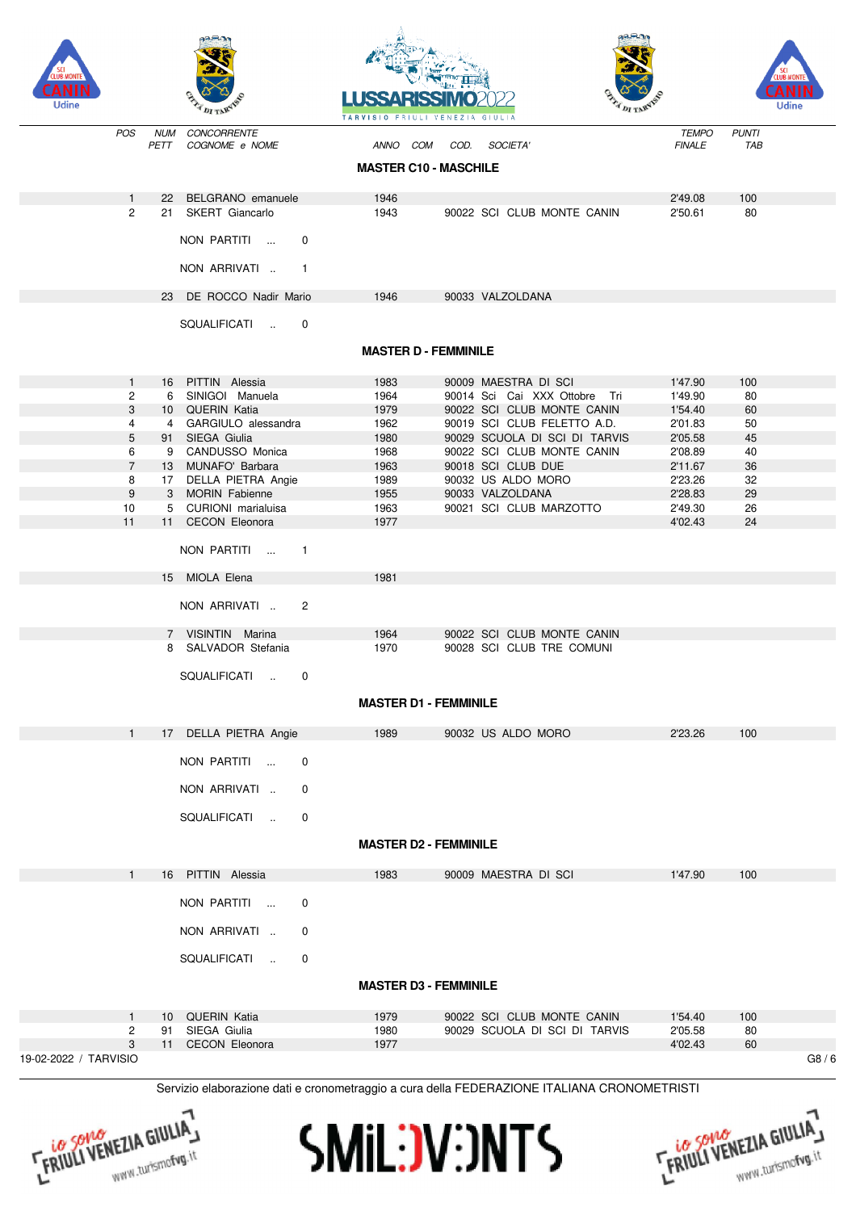| POS | NUM PETT | CONCORRENTE COGNOME e NOME | ANNO | COM | COD. | SOCIETA' | TEMPO FINALE | PUNTI TAB |
|---|---|---|---|---|---|---|---|---|

### MASTER C10 - MASCHILE

| POS | NUM PETT | CONCORRENTE | ANNO | COM | COD. | SOCIETA' | TEMPO FINALE | PUNTI TAB |
|---|---|---|---|---|---|---|---|---|
| 1 | 22 | BELGRANO emanuele | 1946 | | | | 2'49.08 | 100 |
| 2 | 21 | SKERT Giancarlo | 1943 | | 90022 | SCI CLUB MONTE CANIN | 2'50.61 | 80 |

NON PARTITI ... 0

NON ARRIVATI .. 1

| NUM PETT | CONCORRENTE | ANNO | COD. | SOCIETA' |
|---|---|---|---|---|
| 23 | DE ROCCO Nadir Mario | 1946 | 90033 | VALZOLDANA |

SQUALIFICATI .. 0

### MASTER D - FEMMINILE

| POS | NUM PETT | CONCORRENTE | ANNO | COM | COD. | SOCIETA' | TEMPO FINALE | PUNTI TAB |
|---|---|---|---|---|---|---|---|---|
| 1 | 16 | PITTIN Alessia | 1983 | | 90009 | MAESTRA DI SCI | 1'47.90 | 100 |
| 2 | 6 | SINIGOI Manuela | 1964 | | 90014 | Sci Cai XXX Ottobre Tri | 1'49.90 | 80 |
| 3 | 10 | QUERIN Katia | 1979 | | 90022 | SCI CLUB MONTE CANIN | 1'54.40 | 60 |
| 4 | 4 | GARGIULO alessandra | 1962 | | 90019 | SCI CLUB FELETTO A.D. | 2'01.83 | 50 |
| 5 | 91 | SIEGA Giulia | 1980 | | 90029 | SCUOLA DI SCI DI TARVIS | 2'05.58 | 45 |
| 6 | 9 | CANDUSSO Monica | 1968 | | 90022 | SCI CLUB MONTE CANIN | 2'08.89 | 40 |
| 7 | 13 | MUNAFO' Barbara | 1963 | | 90018 | SCI CLUB DUE | 2'11.67 | 36 |
| 8 | 17 | DELLA PIETRA Angie | 1989 | | 90032 | US ALDO MORO | 2'23.26 | 32 |
| 9 | 3 | MORIN Fabienne | 1955 | | 90033 | VALZOLDANA | 2'28.83 | 29 |
| 10 | 5 | CURIONI marialuisa | 1963 | | 90021 | SCI CLUB MARZOTTO | 2'49.30 | 26 |
| 11 | 11 | CECON Eleonora | 1977 | | | | 4'02.43 | 24 |

NON PARTITI ... 1

| NUM PETT | CONCORRENTE | ANNO | COD. | SOCIETA' |
|---|---|---|---|---|
| 15 | MIOLA Elena | 1981 | | |

NON ARRIVATI .. 2

| NUM PETT | CONCORRENTE | ANNO | COD. | SOCIETA' |
|---|---|---|---|---|
| 7 | VISINTIN Marina | 1964 | 90022 | SCI CLUB MONTE CANIN |
| 8 | SALVADOR Stefania | 1970 | 90028 | SCI CLUB TRE COMUNI |

SQUALIFICATI .. 0

### MASTER D1 - FEMMINILE

| POS | NUM PETT | CONCORRENTE | ANNO | COM | COD. | SOCIETA' | TEMPO FINALE | PUNTI TAB |
|---|---|---|---|---|---|---|---|---|
| 1 | 17 | DELLA PIETRA Angie | 1989 | | 90032 | US ALDO MORO | 2'23.26 | 100 |

NON PARTITI ... 0

NON ARRIVATI .. 0

SQUALIFICATI .. 0

### MASTER D2 - FEMMINILE

| POS | NUM PETT | CONCORRENTE | ANNO | COM | COD. | SOCIETA' | TEMPO FINALE | PUNTI TAB |
|---|---|---|---|---|---|---|---|---|
| 1 | 16 | PITTIN Alessia | 1983 | | 90009 | MAESTRA DI SCI | 1'47.90 | 100 |

NON PARTITI ... 0

NON ARRIVATI .. 0

SQUALIFICATI .. 0

### MASTER D3 - FEMMINILE

| POS | NUM PETT | CONCORRENTE | ANNO | COM | COD. | SOCIETA' | TEMPO FINALE | PUNTI TAB |
|---|---|---|---|---|---|---|---|---|
| 1 | 10 | QUERIN Katia | 1979 | | 90022 | SCI CLUB MONTE CANIN | 1'54.40 | 100 |
| 2 | 91 | SIEGA Giulia | 1980 | | 90029 | SCUOLA DI SCI DI TARVIS | 2'05.58 | 80 |
| 3 | 11 | CECON Eleonora | 1977 | | | | 4'02.43 | 60 |

19-02-2022 / TARVISIO

Servizio elaborazione dati e cronometraggio a cura della FEDERAZIONE ITALIANA CRONOMETRISTI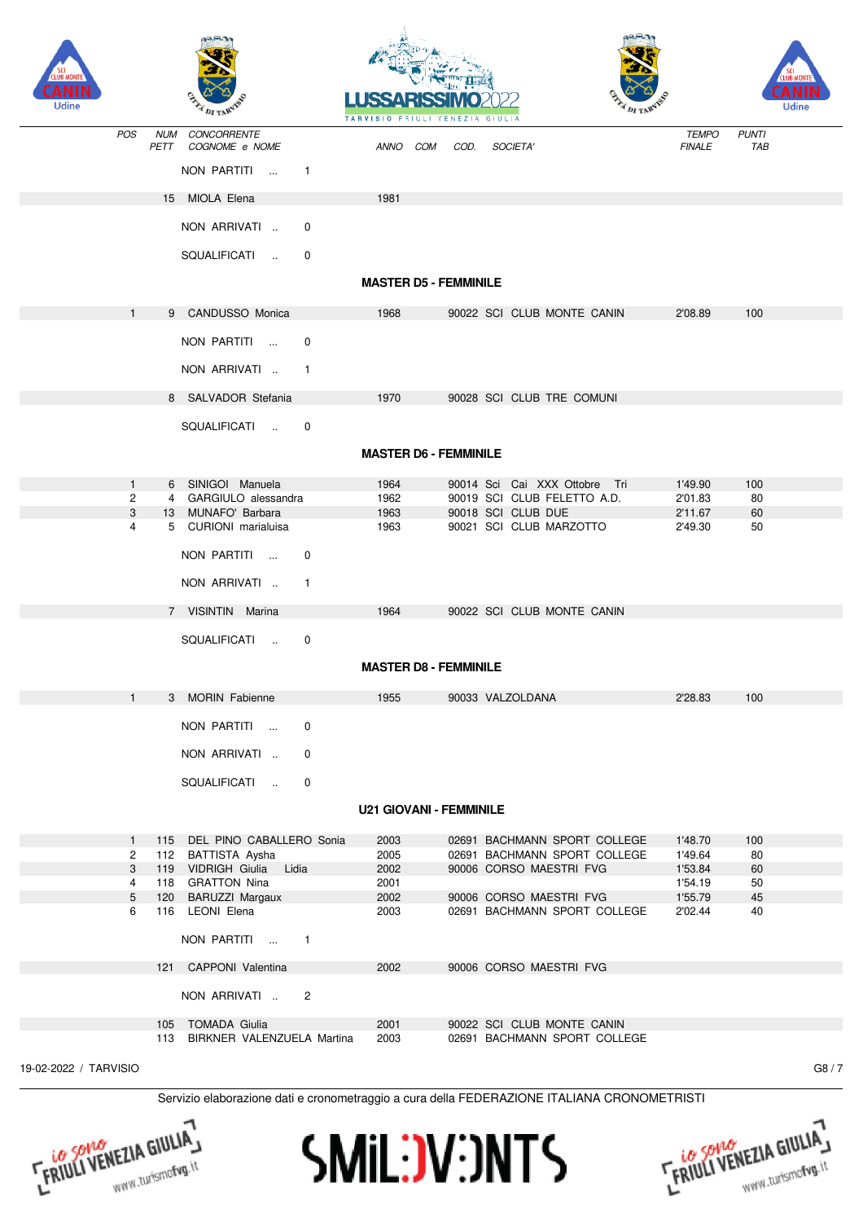| POS | NUM PETT | CONCORRENTE COGNOME e NOME | ANNO | COM | COD. | SOCIETA' | TEMPO FINALE | PUNTI TAB |
|---|---|---|---|---|---|---|---|---|
| | | NON PARTITI ... 1 | | | | | | |
| | 15 | MIOLA Elena | 1981 | | | | | |
| | | NON ARRIVATI .. 0 | | | | | | |
| | | SQUALIFICATI .. 0 | | | | | | |

## MASTER D5 - FEMMINILE

| POS | NUM PETT | CONCORRENTE COGNOME e NOME | ANNO | COM | COD. | SOCIETA' | TEMPO FINALE | PUNTI TAB |
|---|---|---|---|---|---|---|---|---|
| 1 | 9 | CANDUSSO Monica | 1968 | | 90022 | SCI CLUB MONTE CANIN | 2'08.89 | 100 |
| | | NON PARTITI ... 0 | | | | | | |
| | | NON ARRIVATI .. 1 | | | | | | |
| | 8 | SALVADOR Stefania | 1970 | | 90028 | SCI CLUB TRE COMUNI | | |
| | | SQUALIFICATI .. 0 | | | | | | |

## MASTER D6 - FEMMINILE

| POS | NUM PETT | CONCORRENTE COGNOME e NOME | ANNO | COM | COD. | SOCIETA' | TEMPO FINALE | PUNTI TAB |
|---|---|---|---|---|---|---|---|---|
| 1 | 6 | SINIGOI Manuela | 1964 | | 90014 | Sci Cai XXX Ottobre Tri | 1'49.90 | 100 |
| 2 | 4 | GARGIULO alessandra | 1962 | | 90019 | SCI CLUB FELETTO A.D. | 2'01.83 | 80 |
| 3 | 13 | MUNAFO' Barbara | 1963 | | 90018 | SCI CLUB DUE | 2'11.67 | 60 |
| 4 | 5 | CURIONI marialuisa | 1963 | | 90021 | SCI CLUB MARZOTTO | 2'49.30 | 50 |
| | | NON PARTITI ... 0 | | | | | | |
| | | NON ARRIVATI .. 1 | | | | | | |
| | 7 | VISINTIN Marina | 1964 | | 90022 | SCI CLUB MONTE CANIN | | |
| | | SQUALIFICATI .. 0 | | | | | | |

## MASTER D8 - FEMMINILE

| POS | NUM PETT | CONCORRENTE COGNOME e NOME | ANNO | COM | COD. | SOCIETA' | TEMPO FINALE | PUNTI TAB |
|---|---|---|---|---|---|---|---|---|
| 1 | 3 | MORIN Fabienne | 1955 | | 90033 | VALZOLDANA | 2'28.83 | 100 |
| | | NON PARTITI ... 0 | | | | | | |
| | | NON ARRIVATI .. 0 | | | | | | |
| | | SQUALIFICATI .. 0 | | | | | | |

## U21 GIOVANI - FEMMINILE

| POS | NUM PETT | CONCORRENTE COGNOME e NOME | ANNO | COM | COD. | SOCIETA' | TEMPO FINALE | PUNTI TAB |
|---|---|---|---|---|---|---|---|---|
| 1 | 115 | DEL PINO CABALLERO Sonia | 2003 | | 02691 | BACHMANN SPORT COLLEGE | 1'48.70 | 100 |
| 2 | 112 | BATTISTA Aysha | 2005 | | 02691 | BACHMANN SPORT COLLEGE | 1'49.64 | 80 |
| 3 | 119 | VIDRIGH Giulia Lidia | 2002 | | 90006 | CORSO MAESTRI FVG | 1'53.84 | 60 |
| 4 | 118 | GRATTON Nina | 2001 | | | | 1'54.19 | 50 |
| 5 | 120 | BARUZZI Margaux | 2002 | | 90006 | CORSO MAESTRI FVG | 1'55.79 | 45 |
| 6 | 116 | LEONI Elena | 2003 | | 02691 | BACHMANN SPORT COLLEGE | 2'02.44 | 40 |
| | | NON PARTITI ... 1 | | | | | | |
| | 121 | CAPPONI Valentina | 2002 | | 90006 | CORSO MAESTRI FVG | | |
| | | NON ARRIVATI .. 2 | | | | | | |
| | 105 | TOMADA Giulia | 2001 | | 90022 | SCI CLUB MONTE CANIN | | |
| | 113 | BIRKNER VALENZUELA Martina | 2003 | | 02691 | BACHMANN SPORT COLLEGE | | |

19-02-2022 / TARVISIO

Servizio elaborazione dati e cronometraggio a cura della FEDERAZIONE ITALIANA CRONOMETRISTI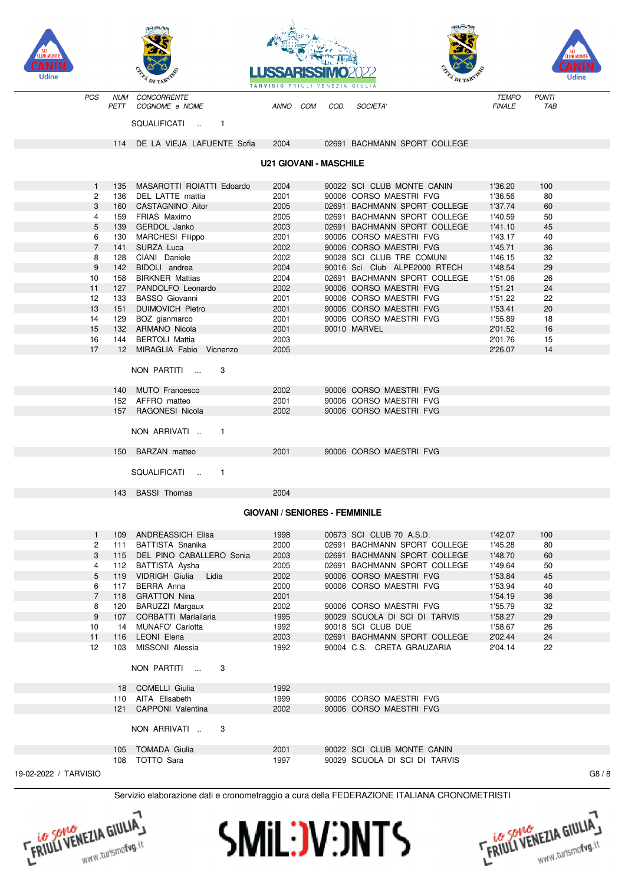| POS | NUM PETT | CONCORRENTE COGNOME e NOME | ANNO | COM | COD. | SOCIETA' | TEMPO FINALE | PUNTI TAB |
|---|---|---|---|---|---|---|---|---|

SQUALIFICATI .. 1

| POS | NUM PETT | COGNOME e NOME | ANNO | COM | COD. | SOCIETA' | TEMPO FINALE | PUNTI TAB |
|---|---|---|---|---|---|---|---|---|
| | 114 | DE LA VIEJA LAFUENTE Sofia | 2004 | | 02691 | BACHMANN SPORT COLLEGE | | |

## U21 GIOVANI - MASCHILE

| POS | NUM PETT | COGNOME e NOME | ANNO | COM | COD. | SOCIETA' | TEMPO FINALE | PUNTI TAB |
|---|---|---|---|---|---|---|---|---|
| 1 | 135 | MASAROTTI ROIATTI Edoardo | 2004 | | 90022 | SCI CLUB MONTE CANIN | 1'36.20 | 100 |
| 2 | 136 | DEL LATTE mattia | 2001 | | 90006 | CORSO MAESTRI FVG | 1'36.56 | 80 |
| 3 | 160 | CASTAGNINO Aitor | 2005 | | 02691 | BACHMANN SPORT COLLEGE | 1'37.74 | 60 |
| 4 | 159 | FRIAS Maximo | 2005 | | 02691 | BACHMANN SPORT COLLEGE | 1'40.59 | 50 |
| 5 | 139 | GERDOL Janko | 2003 | | 02691 | BACHMANN SPORT COLLEGE | 1'41.10 | 45 |
| 6 | 130 | MARCHESI Filippo | 2001 | | 90006 | CORSO MAESTRI FVG | 1'43.17 | 40 |
| 7 | 141 | SURZA Luca | 2002 | | 90006 | CORSO MAESTRI FVG | 1'45.71 | 36 |
| 8 | 128 | CIANI Daniele | 2002 | | 90028 | SCI CLUB TRE COMUNI | 1'46.15 | 32 |
| 9 | 142 | BIDOLI andrea | 2004 | | 90016 | Sci Club ALPE2000 RTECH | 1'48.54 | 29 |
| 10 | 158 | BIRKNER Mattias | 2004 | | 02691 | BACHMANN SPORT COLLEGE | 1'51.06 | 26 |
| 11 | 127 | PANDOLFO Leonardo | 2002 | | 90006 | CORSO MAESTRI FVG | 1'51.21 | 24 |
| 12 | 133 | BASSO Giovanni | 2001 | | 90006 | CORSO MAESTRI FVG | 1'51.22 | 22 |
| 13 | 151 | DUIMOVICH Pietro | 2001 | | 90006 | CORSO MAESTRI FVG | 1'53.41 | 20 |
| 14 | 129 | BOZ gianmarco | 2001 | | 90006 | CORSO MAESTRI FVG | 1'55.89 | 18 |
| 15 | 132 | ARMANO Nicola | 2001 | | 90010 | MARVEL | 2'01.52 | 16 |
| 16 | 144 | BERTOLI Mattia | 2003 | | | | 2'01.76 | 15 |
| 17 | 12 | MIRAGLIA Fabio Vicnenzo | 2005 | | | | 2'26.07 | 14 |

NON PARTITI ... 3

| POS | NUM PETT | COGNOME e NOME | ANNO | COM | COD. | SOCIETA' | TEMPO FINALE | PUNTI TAB |
|---|---|---|---|---|---|---|---|---|
| | 140 | MUTO Francesco | 2002 | | 90006 | CORSO MAESTRI FVG | | |
| | 152 | AFFRO matteo | 2001 | | 90006 | CORSO MAESTRI FVG | | |
| | 157 | RAGONESI Nicola | 2002 | | 90006 | CORSO MAESTRI FVG | | |

NON ARRIVATI .. 1

| POS | NUM PETT | COGNOME e NOME | ANNO | COM | COD. | SOCIETA' | TEMPO FINALE | PUNTI TAB |
|---|---|---|---|---|---|---|---|---|
| | 150 | BARZAN matteo | 2001 | | 90006 | CORSO MAESTRI FVG | | |

SQUALIFICATI .. 1

| POS | NUM PETT | COGNOME e NOME | ANNO | COM | COD. | SOCIETA' | TEMPO FINALE | PUNTI TAB |
|---|---|---|---|---|---|---|---|---|
| | 143 | BASSI Thomas | 2004 | | | | | |

## GIOVANI / SENIORES - FEMMINILE

| POS | NUM PETT | COGNOME e NOME | ANNO | COM | COD. | SOCIETA' | TEMPO FINALE | PUNTI TAB |
|---|---|---|---|---|---|---|---|---|
| 1 | 109 | ANDREASSICH Elisa | 1998 | | 00673 | SCI CLUB 70 A.S.D. | 1'42.07 | 100 |
| 2 | 111 | BATTISTA Snanika | 2000 | | 02691 | BACHMANN SPORT COLLEGE | 1'45.28 | 80 |
| 3 | 115 | DEL PINO CABALLERO Sonia | 2003 | | 02691 | BACHMANN SPORT COLLEGE | 1'48.70 | 60 |
| 4 | 112 | BATTISTA Aysha | 2005 | | 02691 | BACHMANN SPORT COLLEGE | 1'49.64 | 50 |
| 5 | 119 | VIDRIGH Giulia Lidia | 2002 | | 90006 | CORSO MAESTRI FVG | 1'53.84 | 45 |
| 6 | 117 | BERRA Anna | 2000 | | 90006 | CORSO MAESTRI FVG | 1'53.94 | 40 |
| 7 | 118 | GRATTON Nina | 2001 | | | | 1'54.19 | 36 |
| 8 | 120 | BARUZZI Margaux | 2002 | | 90006 | CORSO MAESTRI FVG | 1'55.79 | 32 |
| 9 | 107 | CORBATTI Mariailaria | 1995 | | 90029 | SCUOLA DI SCI DI TARVIS | 1'58.27 | 29 |
| 10 | 14 | MUNAFO' Carlotta | 1992 | | 90018 | SCI CLUB DUE | 1'58.67 | 26 |
| 11 | 116 | LEONI Elena | 2003 | | 02691 | BACHMANN SPORT COLLEGE | 2'02.44 | 24 |
| 12 | 103 | MISSONI Alessia | 1992 | | 90004 | C.S. CRETA GRAUZARIA | 2'04.14 | 22 |

NON PARTITI ... 3

| POS | NUM PETT | COGNOME e NOME | ANNO | COM | COD. | SOCIETA' | TEMPO FINALE | PUNTI TAB |
|---|---|---|---|---|---|---|---|---|
| | 18 | COMELLI Giulia | 1992 | | | | | |
| | 110 | AITA Elisabeth | 1999 | | 90006 | CORSO MAESTRI FVG | | |
| | 121 | CAPPONI Valentina | 2002 | | 90006 | CORSO MAESTRI FVG | | |

NON ARRIVATI .. 3

| POS | NUM PETT | COGNOME e NOME | ANNO | COM | COD. | SOCIETA' | TEMPO FINALE | PUNTI TAB |
|---|---|---|---|---|---|---|---|---|
| | 105 | TOMADA Giulia | 2001 | | 90022 | SCI CLUB MONTE CANIN | | |
| | 108 | TOTTO Sara | 1997 | | 90029 | SCUOLA DI SCI DI TARVIS | | |

19-02-2022 / TARVISIO

Servizio elaborazione dati e cronometraggio a cura della FEDERAZIONE ITALIANA CRONOMETRISTI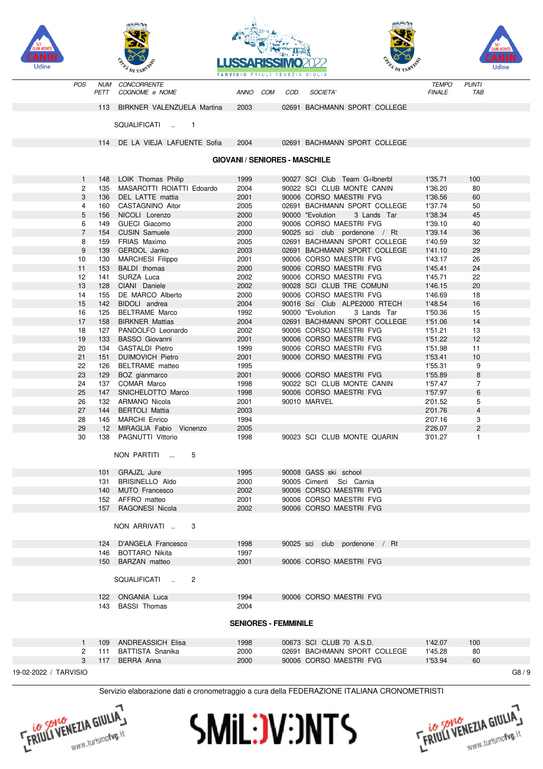| POS | NUM PETT | CONCORRENTE COGNOME e NOME | ANNO | COM | COD. | SOCIETA' | TEMPO FINALE | PUNTI TAB |
|---|---|---|---|---|---|---|---|---|
| | 113 | BIRKNER VALENZUELA Martina | 2003 | | 02691 | BACHMANN SPORT COLLEGE | | |

SQUALIFICATI .. 1

| POS | NUM PETT | CONCORRENTE COGNOME e NOME | ANNO | COM | COD. | SOCIETA' | TEMPO FINALE | PUNTI TAB |
|---|---|---|---|---|---|---|---|---|
| | 114 | DE LA VIEJA LAFUENTE Sofia | 2004 | | 02691 | BACHMANN SPORT COLLEGE | | |

## GIOVANI / SENIORES - MASCHILE

| POS | NUM PETT | CONCORRENTE COGNOME e NOME | ANNO | COM | COD. | SOCIETA' | TEMPO FINALE | PUNTI TAB |
|---|---|---|---|---|---|---|---|---|
| 1 | 148 | LOIK Thomas Philip | 1999 | | 90027 | SCI Club Team G÷lbnerbl | 1'35.71 | 100 |
| 2 | 135 | MASAROTTI ROIATTI Edoardo | 2004 | | 90022 | SCI CLUB MONTE CANIN | 1'36.20 | 80 |
| 3 | 136 | DEL LATTE mattia | 2001 | | 90006 | CORSO MAESTRI FVG | 1'36.56 | 60 |
| 4 | 160 | CASTAGNINO Aitor | 2005 | | 02691 | BACHMANN SPORT COLLEGE | 1'37.74 | 50 |
| 5 | 156 | NICOLI Lorenzo | 2000 | | 90000 | "Evolution 3 Lands Tar | 1'38.34 | 45 |
| 6 | 149 | GUECI Giacomo | 2000 | | 90006 | CORSO MAESTRI FVG | 1'39.10 | 40 |
| 7 | 154 | CUSIN Samuele | 2000 | | 90025 | sci club pordenone / Rt | 1'39.14 | 36 |
| 8 | 159 | FRIAS Maximo | 2005 | | 02691 | BACHMANN SPORT COLLEGE | 1'40.59 | 32 |
| 9 | 139 | GERDOL Janko | 2003 | | 02691 | BACHMANN SPORT COLLEGE | 1'41.10 | 29 |
| 10 | 130 | MARCHESI Filippo | 2001 | | 90006 | CORSO MAESTRI FVG | 1'43.17 | 26 |
| 11 | 153 | BALDI thomas | 2000 | | 90006 | CORSO MAESTRI FVG | 1'45.41 | 24 |
| 12 | 141 | SURZA Luca | 2002 | | 90006 | CORSO MAESTRI FVG | 1'45.71 | 22 |
| 13 | 128 | CIANI Daniele | 2002 | | 90028 | SCI CLUB TRE COMUNI | 1'46.15 | 20 |
| 14 | 155 | DE MARCO Alberto | 2000 | | 90006 | CORSO MAESTRI FVG | 1'46.69 | 18 |
| 15 | 142 | BIDOLI andrea | 2004 | | 90016 | Sci Club ALPE2000 RTECH | 1'48.54 | 16 |
| 16 | 125 | BELTRAME Marco | 1992 | | 90000 | "Evolution 3 Lands Tar | 1'50.36 | 15 |
| 17 | 158 | BIRKNER Mattias | 2004 | | 02691 | BACHMANN SPORT COLLEGE | 1'51.06 | 14 |
| 18 | 127 | PANDOLFO Leonardo | 2002 | | 90006 | CORSO MAESTRI FVG | 1'51.21 | 13 |
| 19 | 133 | BASSO Giovanni | 2001 | | 90006 | CORSO MAESTRI FVG | 1'51.22 | 12 |
| 20 | 134 | GASTALDI Pietro | 1999 | | 90006 | CORSO MAESTRI FVG | 1'51.98 | 11 |
| 21 | 151 | DUIMOVICH Pietro | 2001 | | 90006 | CORSO MAESTRI FVG | 1'53.41 | 10 |
| 22 | 126 | BELTRAME matteo | 1995 | | | | 1'55.31 | 9 |
| 23 | 129 | BOZ gianmarco | 2001 | | 90006 | CORSO MAESTRI FVG | 1'55.89 | 8 |
| 24 | 137 | COMAR Marco | 1998 | | 90022 | SCI CLUB MONTE CANIN | 1'57.47 | 7 |
| 25 | 147 | SNICHELOTTO Marco | 1998 | | 90006 | CORSO MAESTRI FVG | 1'57.97 | 6 |
| 26 | 132 | ARMANO Nicola | 2001 | | 90010 | MARVEL | 2'01.52 | 5 |
| 27 | 144 | BERTOLI Mattia | 2003 | | | | 2'01.76 | 4 |
| 28 | 145 | MARCHI Enrico | 1994 | | | | 2'07.16 | 3 |
| 29 | 12 | MIRAGLIA Fabio Vicnenzo | 2005 | | | | 2'26.07 | 2 |
| 30 | 138 | PAGNUTTI Vittorio | 1998 | | 90023 | SCI CLUB MONTE QUARIN | 3'01.27 | 1 |

NON PARTITI ... 5

| POS | NUM PETT | CONCORRENTE COGNOME e NOME | ANNO | COM | COD. | SOCIETA' | TEMPO FINALE | PUNTI TAB |
|---|---|---|---|---|---|---|---|---|
| | 101 | GRAJZL Jure | 1995 | | 90008 | GASS ski school | | |
| | 131 | BRISINELLO Aldo | 2000 | | 90005 | Cimenti Sci Carnia | | |
| | 140 | MUTO Francesco | 2002 | | 90006 | CORSO MAESTRI FVG | | |
| | 152 | AFFRO matteo | 2001 | | 90006 | CORSO MAESTRI FVG | | |
| | 157 | RAGONESI Nicola | 2002 | | 90006 | CORSO MAESTRI FVG | | |

NON ARRIVATI .. 3

| POS | NUM PETT | CONCORRENTE COGNOME e NOME | ANNO | COM | COD. | SOCIETA' | TEMPO FINALE | PUNTI TAB |
|---|---|---|---|---|---|---|---|---|
| | 124 | D'ANGELA Francesco | 1998 | | 90025 | sci club pordenone / Rt | | |
| | 146 | BOTTARO Nikita | 1997 | | | | | |
| | 150 | BARZAN matteo | 2001 | | 90006 | CORSO MAESTRI FVG | | |

SQUALIFICATI .. 2

| POS | NUM PETT | CONCORRENTE COGNOME e NOME | ANNO | COM | COD. | SOCIETA' | TEMPO FINALE | PUNTI TAB |
|---|---|---|---|---|---|---|---|---|
| | 122 | ONGANIA Luca | 1994 | | 90006 | CORSO MAESTRI FVG | | |
| | 143 | BASSI Thomas | 2004 | | | | | |

## SENIORES - FEMMINILE

| POS | NUM PETT | CONCORRENTE COGNOME e NOME | ANNO | COM | COD. | SOCIETA' | TEMPO FINALE | PUNTI TAB |
|---|---|---|---|---|---|---|---|---|
| 1 | 109 | ANDREASSICH Elisa | 1998 | | 00673 | SCI CLUB 70 A.S.D. | 1'42.07 | 100 |
| 2 | 111 | BATTISTA Snanika | 2000 | | 02691 | BACHMANN SPORT COLLEGE | 1'45.28 | 80 |
| 3 | 117 | BERRA Anna | 2000 | | 90006 | CORSO MAESTRI FVG | 1'53.94 | 60 |

19-02-2022 / TARVISIO

Servizio elaborazione dati e cronometraggio a cura della FEDERAZIONE ITALIANA CRONOMETRISTI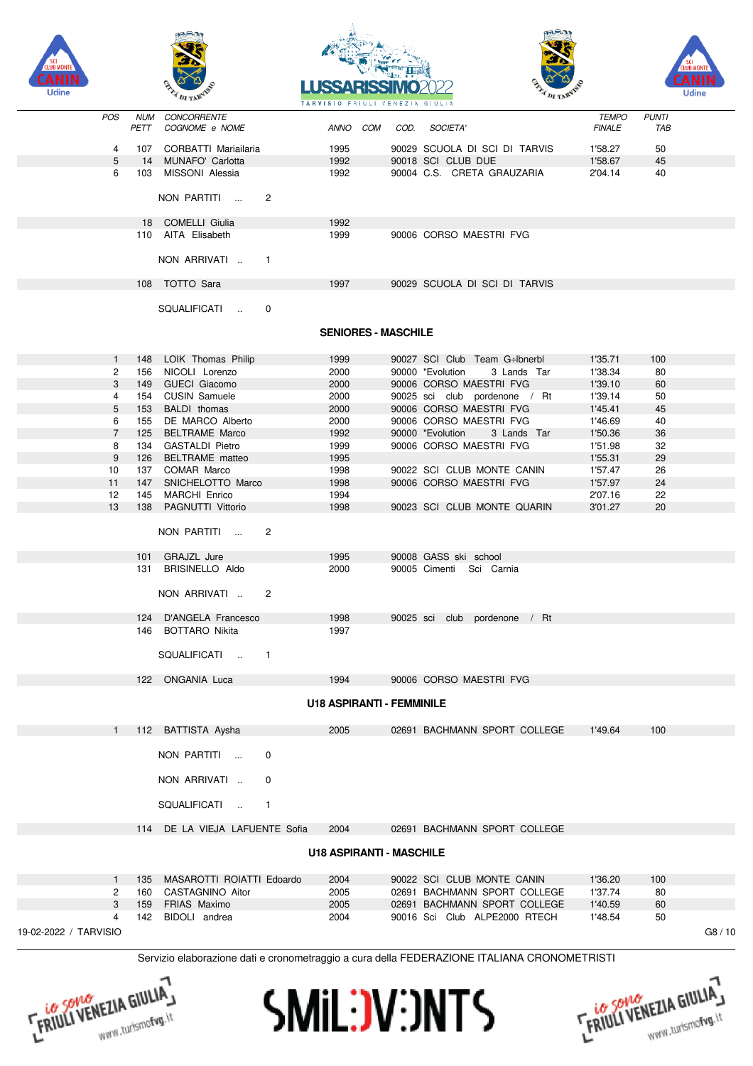| POS | NUM PETT | CONCORRENTE COGNOME e NOME | ANNO | COM | COD. | SOCIETA' | TEMPO FINALE | PUNTI TAB |
|---|---|---|---|---|---|---|---|---|
| 4 | 107 | CORBATTI Mariailaria | 1995 | | 90029 | SCUOLA DI SCI DI TARVIS | 1'58.27 | 50 |
| 5 | 14 | MUNAFO' Carlotta | 1992 | | 90018 | SCI CLUB DUE | 1'58.67 | 45 |
| 6 | 103 | MISSONI Alessia | 1992 | | 90004 | C.S. CRETA GRAUZARIA | 2'04.14 | 40 |

NON PARTITI ... 2

| NUM PETT | COGNOME e NOME | ANNO | COD. | SOCIETA' |
|---|---|---|---|---|
| 18 | COMELLI Giulia | 1992 | | |
| 110 | AITA Elisabeth | 1999 | 90006 | CORSO MAESTRI FVG |

NON ARRIVATI .. 1

| NUM PETT | COGNOME e NOME | ANNO | COD. | SOCIETA' |
|---|---|---|---|---|
| 108 | TOTTO Sara | 1997 | 90029 | SCUOLA DI SCI DI TARVIS |

SQUALIFICATI .. 0

## SENIORES - MASCHILE

| POS | NUM PETT | COGNOME e NOME | ANNO | COD. | SOCIETA' | TEMPO FINALE | PUNTI TAB |
|---|---|---|---|---|---|---|---|
| 1 | 148 | LOIK Thomas Philip | 1999 | 90027 | SCI Club Team G÷lbnerbl | 1'35.71 | 100 |
| 2 | 156 | NICOLI Lorenzo | 2000 | 90000 | "Evolution 3 Lands Tar | 1'38.34 | 80 |
| 3 | 149 | GUECI Giacomo | 2000 | 90006 | CORSO MAESTRI FVG | 1'39.10 | 60 |
| 4 | 154 | CUSIN Samuele | 2000 | 90025 | sci club pordenone / Rt | 1'39.14 | 50 |
| 5 | 153 | BALDI thomas | 2000 | 90006 | CORSO MAESTRI FVG | 1'45.41 | 45 |
| 6 | 155 | DE MARCO Alberto | 2000 | 90006 | CORSO MAESTRI FVG | 1'46.69 | 40 |
| 7 | 125 | BELTRAME Marco | 1992 | 90000 | "Evolution 3 Lands Tar | 1'50.36 | 36 |
| 8 | 134 | GASTALDI Pietro | 1999 | 90006 | CORSO MAESTRI FVG | 1'51.98 | 32 |
| 9 | 126 | BELTRAME matteo | 1995 | | | 1'55.31 | 29 |
| 10 | 137 | COMAR Marco | 1998 | 90022 | SCI CLUB MONTE CANIN | 1'57.47 | 26 |
| 11 | 147 | SNICHELOTTO Marco | 1998 | 90006 | CORSO MAESTRI FVG | 1'57.97 | 24 |
| 12 | 145 | MARCHI Enrico | 1994 | | | 2'07.16 | 22 |
| 13 | 138 | PAGNUTTI Vittorio | 1998 | 90023 | SCI CLUB MONTE QUARIN | 3'01.27 | 20 |

NON PARTITI ... 2

| NUM PETT | COGNOME e NOME | ANNO | COD. | SOCIETA' |
|---|---|---|---|---|
| 101 | GRAJZL Jure | 1995 | 90008 | GASS ski school |
| 131 | BRISINELLO Aldo | 2000 | 90005 | Cimenti Sci Carnia |

NON ARRIVATI .. 2

| NUM PETT | COGNOME e NOME | ANNO | COD. | SOCIETA' |
|---|---|---|---|---|
| 124 | D'ANGELA Francesco | 1998 | 90025 | sci club pordenone / Rt |
| 146 | BOTTARO Nikita | 1997 | | |

SQUALIFICATI .. 1

| NUM PETT | COGNOME e NOME | ANNO | COD. | SOCIETA' |
|---|---|---|---|---|
| 122 | ONGANIA Luca | 1994 | 90006 | CORSO MAESTRI FVG |

## U18 ASPIRANTI - FEMMINILE

| POS | NUM PETT | COGNOME e NOME | ANNO | COD. | SOCIETA' | TEMPO FINALE | PUNTI TAB |
|---|---|---|---|---|---|---|---|
| 1 | 112 | BATTISTA Aysha | 2005 | 02691 | BACHMANN SPORT COLLEGE | 1'49.64 | 100 |

NON PARTITI ... 0

NON ARRIVATI .. 0

SQUALIFICATI .. 1

| NUM PETT | COGNOME e NOME | ANNO | COD. | SOCIETA' |
|---|---|---|---|---|
| 114 | DE LA VIEJA LAFUENTE Sofia | 2004 | 02691 | BACHMANN SPORT COLLEGE |

## U18 ASPIRANTI - MASCHILE

| POS | NUM PETT | COGNOME e NOME | ANNO | COD. | SOCIETA' | TEMPO FINALE | PUNTI TAB |
|---|---|---|---|---|---|---|---|
| 1 | 135 | MASAROTTI ROIATTI Edoardo | 2004 | 90022 | SCI CLUB MONTE CANIN | 1'36.20 | 100 |
| 2 | 160 | CASTAGNINO Aitor | 2005 | 02691 | BACHMANN SPORT COLLEGE | 1'37.74 | 80 |
| 3 | 159 | FRIAS Maximo | 2005 | 02691 | BACHMANN SPORT COLLEGE | 1'40.59 | 60 |
| 4 | 142 | BIDOLI andrea | 2004 | 90016 | Sci Club ALPE2000 RTECH | 1'48.54 | 50 |

19-02-2022 / TARVISIO

Servizio elaborazione dati e cronometraggio a cura della FEDERAZIONE ITALIANA CRONOMETRISTI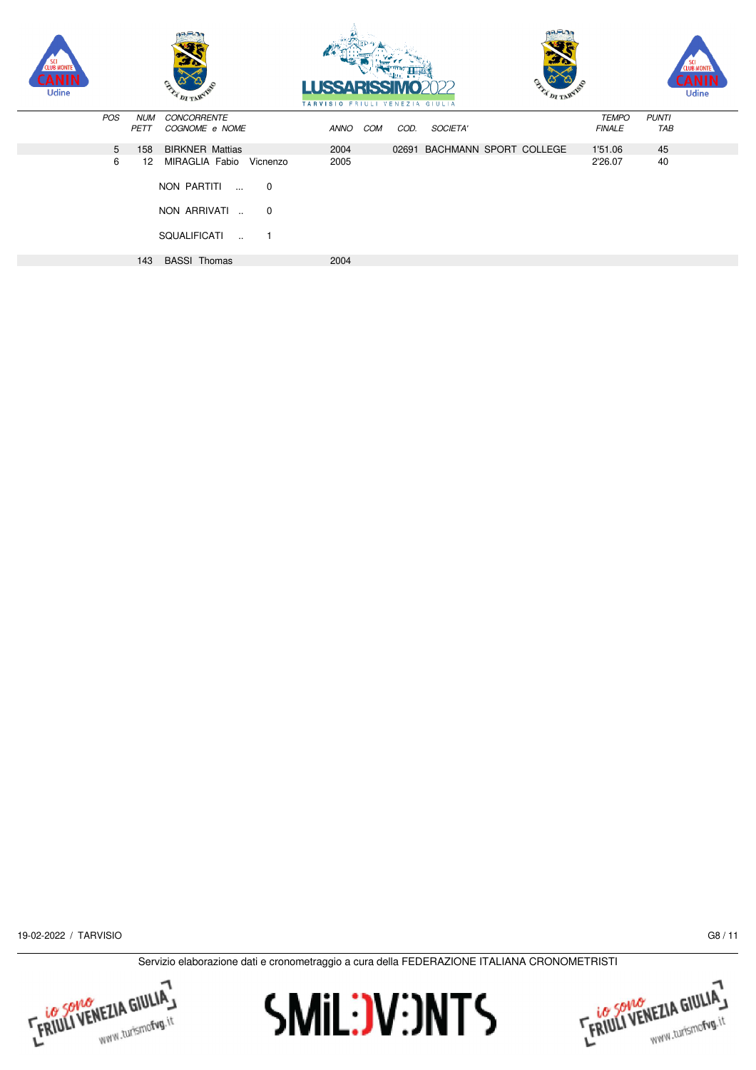| POS | NUM PETT | CONCORRENTE COGNOME e NOME | ANNO | COM | COD. | SOCIETA' | TEMPO FINALE | PUNTI TAB |
|---|---|---|---|---|---|---|---|---|
| 5 | 158 | BIRKNER Mattias | 2004 | | 02691 | BACHMANN SPORT COLLEGE | 1'51.06 | 45 |
| 6 | 12 | MIRAGLIA Fabio Vicnenzo | 2005 | | | | 2'26.07 | 40 |

NON PARTITI ... 0

NON ARRIVATI .. 0

SQUALIFICATI .. 1

| | | | | | | | | |
|---|---|---|---|---|---|---|---|---|
| | 143 | BASSI Thomas | 2004 | | | | | |

19-02-2022 / TARVISIO

Servizio elaborazione dati e cronometraggio a cura della FEDERAZIONE ITALIANA CRONOMETRISTI